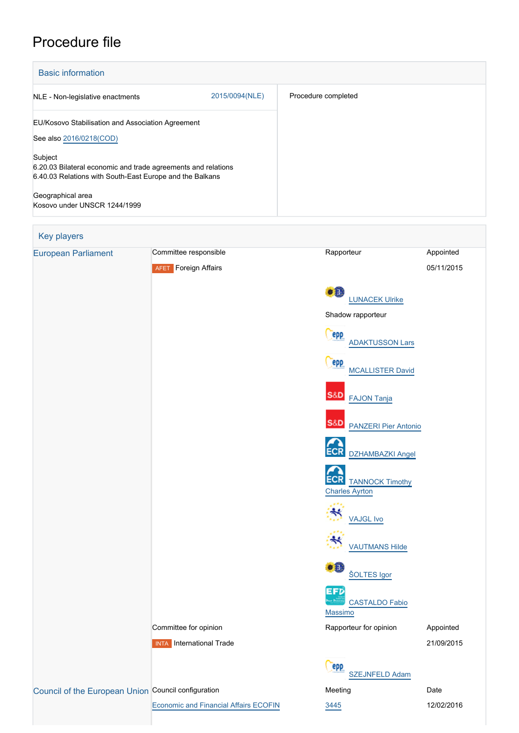# Procedure file

## Basic information

| | |
|---|---|
| NLE - Non-legislative enactments 2015/0094(NLE) | Procedure completed |
| EU/Kosovo Stabilisation and Association Agreement<br><br>See also 2016/0218(COD)<br><br>Subject<br>6.20.03 Bilateral economic and trade agreements and relations<br>6.40.03 Relations with South-East Europe and the Balkans<br><br>Geographical area<br>Kosovo under UNSCR 1244/1999 | |

## Key players

| | | | |
|---|---|---|---|
| European Parliament | Committee responsible | Rapporteur | Appointed |
| | AFET Foreign Affairs | | 05/11/2015 |
| | | LUNACEK Ulrike | |
| | | Shadow rapporteur | |
| | | ADAKTUSSON Lars | |
| | | MCALLISTER David | |
| | | FAJON Tanja | |
| | | PANZERI Pier Antonio | |
| | | DZHAMBAZKI Angel | |
| | | TANNOCK Timothy Charles Ayrton | |
| | | VAJGL Ivo | |
| | | VAUTMANS Hilde | |
| | | ŠOLTES Igor | |
| | | CASTALDO Fabio Massimo | |
| | Committee for opinion | Rapporteur for opinion | Appointed |
| | INTA International Trade | | 21/09/2015 |
| | | SZEJNFELD Adam | |
| Council of the European Union | Council configuration | Meeting | Date |
| | Economic and Financial Affairs ECOFIN | 3445 | 12/02/2016 |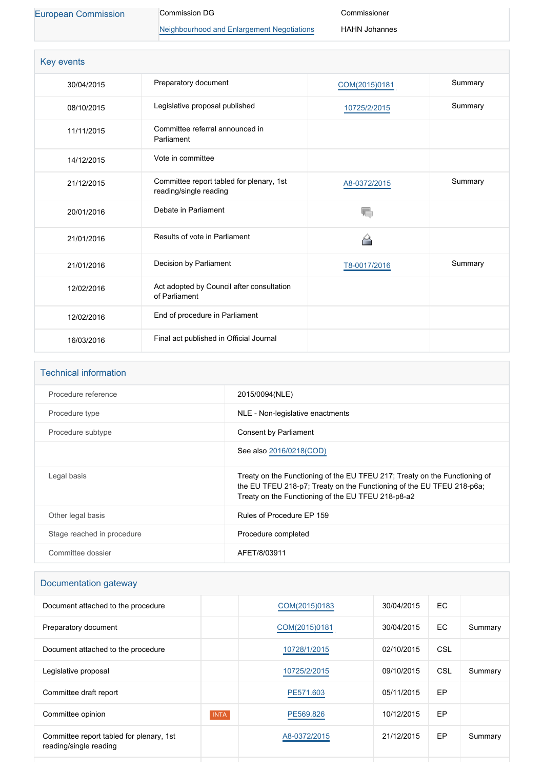| European Commission | Commission DG | Commissioner |
|---|---|---|
| | Neighbourhood and Enlargement Negotiations | HAHN Johannes |

## Key events

| | | | |
|---|---|---|---|
| 30/04/2015 | Preparatory document | COM(2015)0181 | Summary |
| 08/10/2015 | Legislative proposal published | 10725/2/2015 | Summary |
| 11/11/2015 | Committee referral announced in Parliament | | |
| 14/12/2015 | Vote in committee | | |
| 21/12/2015 | Committee report tabled for plenary, 1st reading/single reading | A8-0372/2015 | Summary |
| 20/01/2016 | Debate in Parliament | | |
| 21/01/2016 | Results of vote in Parliament | | |
| 21/01/2016 | Decision by Parliament | T8-0017/2016 | Summary |
| 12/02/2016 | Act adopted by Council after consultation of Parliament | | |
| 12/02/2016 | End of procedure in Parliament | | |
| 16/03/2016 | Final act published in Official Journal | | |

## Technical information

| | |
|---|---|
| Procedure reference | 2015/0094(NLE) |
| Procedure type | NLE - Non-legislative enactments |
| Procedure subtype | Consent by Parliament |
| | See also 2016/0218(COD) |
| Legal basis | Treaty on the Functioning of the EU TFEU 217; Treaty on the Functioning of the EU TFEU 218-p7; Treaty on the Functioning of the EU TFEU 218-p6a; Treaty on the Functioning of the EU TFEU 218-p8-a2 |
| Other legal basis | Rules of Procedure EP 159 |
| Stage reached in procedure | Procedure completed |
| Committee dossier | AFET/8/03911 |

## Documentation gateway

| | | | | | |
|---|---|---|---|---|---|
| Document attached to the procedure | | COM(2015)0183 | 30/04/2015 | EC | |
| Preparatory document | | COM(2015)0181 | 30/04/2015 | EC | Summary |
| Document attached to the procedure | | 10728/1/2015 | 02/10/2015 | CSL | |
| Legislative proposal | | 10725/2/2015 | 09/10/2015 | CSL | Summary |
| Committee draft report | | PE571.603 | 05/11/2015 | EP | |
| Committee opinion | INTA | PE569.826 | 10/12/2015 | EP | |
| Committee report tabled for plenary, 1st reading/single reading | | A8-0372/2015 | 21/12/2015 | EP | Summary |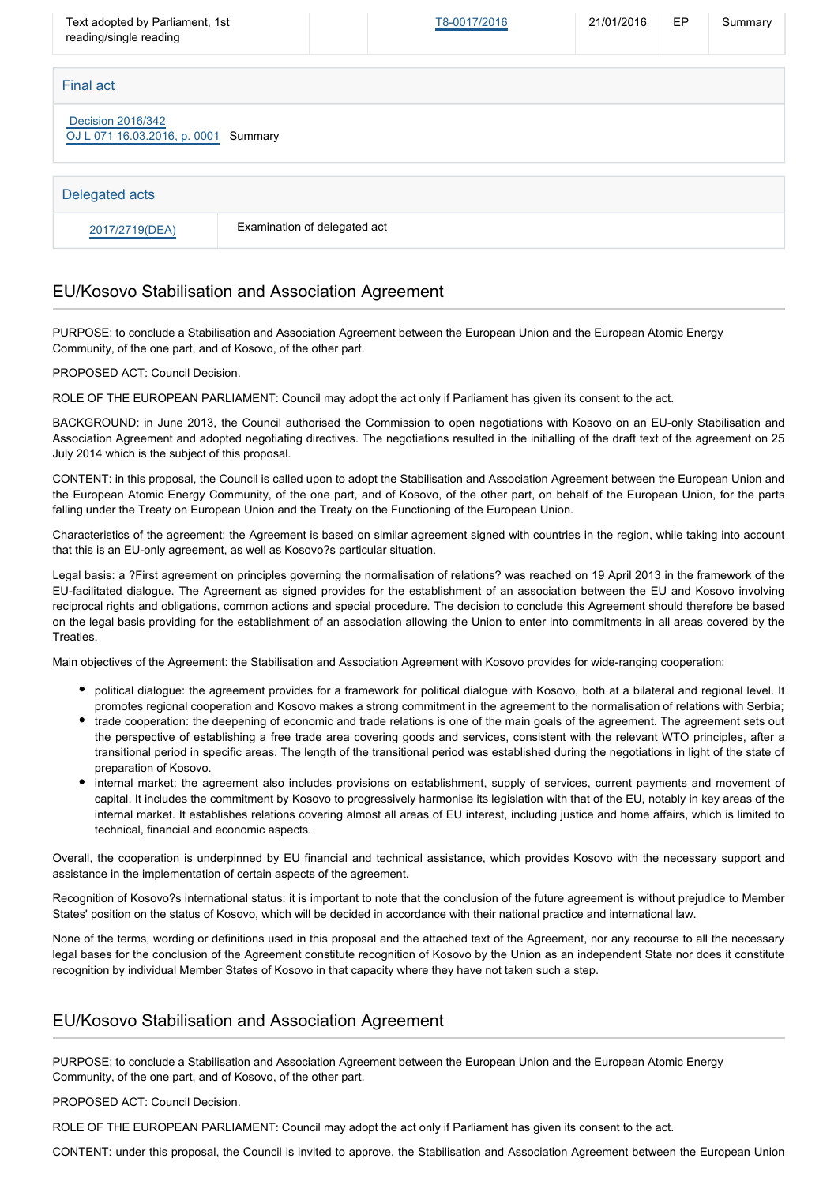| Text adopted by Parliament, 1st reading/single reading | | T8-0017/2016 | 21/01/2016 | EP | Summary |
|---|---|---|---|---|---|

## Final act

Decision 2016/342
OJ L 071 16.03.2016, p. 0001 Summary

## Delegated acts

| 2017/2719(DEA) | Examination of delegated act |
|---|---|

## EU/Kosovo Stabilisation and Association Agreement

PURPOSE: to conclude a Stabilisation and Association Agreement between the European Union and the European Atomic Energy Community, of the one part, and of Kosovo, of the other part.

PROPOSED ACT: Council Decision.

ROLE OF THE EUROPEAN PARLIAMENT: Council may adopt the act only if Parliament has given its consent to the act.

BACKGROUND: in June 2013, the Council authorised the Commission to open negotiations with Kosovo on an EU-only Stabilisation and Association Agreement and adopted negotiating directives. The negotiations resulted in the initialling of the draft text of the agreement on 25 July 2014 which is the subject of this proposal.

CONTENT: in this proposal, the Council is called upon to adopt the Stabilisation and Association Agreement between the European Union and the European Atomic Energy Community, of the one part, and of Kosovo, of the other part, on behalf of the European Union, for the parts falling under the Treaty on European Union and the Treaty on the Functioning of the European Union.

Characteristics of the agreement: the Agreement is based on similar agreement signed with countries in the region, while taking into account that this is an EU-only agreement, as well as Kosovo?s particular situation.

Legal basis: a ?First agreement on principles governing the normalisation of relations? was reached on 19 April 2013 in the framework of the EU-facilitated dialogue. The Agreement as signed provides for the establishment of an association between the EU and Kosovo involving reciprocal rights and obligations, common actions and special procedure. The decision to conclude this Agreement should therefore be based on the legal basis providing for the establishment of an association allowing the Union to enter into commitments in all areas covered by the Treaties.

Main objectives of the Agreement: the Stabilisation and Association Agreement with Kosovo provides for wide-ranging cooperation:

- political dialogue: the agreement provides for a framework for political dialogue with Kosovo, both at a bilateral and regional level. It promotes regional cooperation and Kosovo makes a strong commitment in the agreement to the normalisation of relations with Serbia;
- trade cooperation: the deepening of economic and trade relations is one of the main goals of the agreement. The agreement sets out the perspective of establishing a free trade area covering goods and services, consistent with the relevant WTO principles, after a transitional period in specific areas. The length of the transitional period was established during the negotiations in light of the state of preparation of Kosovo.
- internal market: the agreement also includes provisions on establishment, supply of services, current payments and movement of capital. It includes the commitment by Kosovo to progressively harmonise its legislation with that of the EU, notably in key areas of the internal market. It establishes relations covering almost all areas of EU interest, including justice and home affairs, which is limited to technical, financial and economic aspects.

Overall, the cooperation is underpinned by EU financial and technical assistance, which provides Kosovo with the necessary support and assistance in the implementation of certain aspects of the agreement.

Recognition of Kosovo?s international status: it is important to note that the conclusion of the future agreement is without prejudice to Member States' position on the status of Kosovo, which will be decided in accordance with their national practice and international law.

None of the terms, wording or definitions used in this proposal and the attached text of the Agreement, nor any recourse to all the necessary legal bases for the conclusion of the Agreement constitute recognition of Kosovo by the Union as an independent State nor does it constitute recognition by individual Member States of Kosovo in that capacity where they have not taken such a step.

## EU/Kosovo Stabilisation and Association Agreement

PURPOSE: to conclude a Stabilisation and Association Agreement between the European Union and the European Atomic Energy Community, of the one part, and of Kosovo, of the other part.

PROPOSED ACT: Council Decision.

ROLE OF THE EUROPEAN PARLIAMENT: Council may adopt the act only if Parliament has given its consent to the act.

CONTENT: under this proposal, the Council is invited to approve, the Stabilisation and Association Agreement between the European Union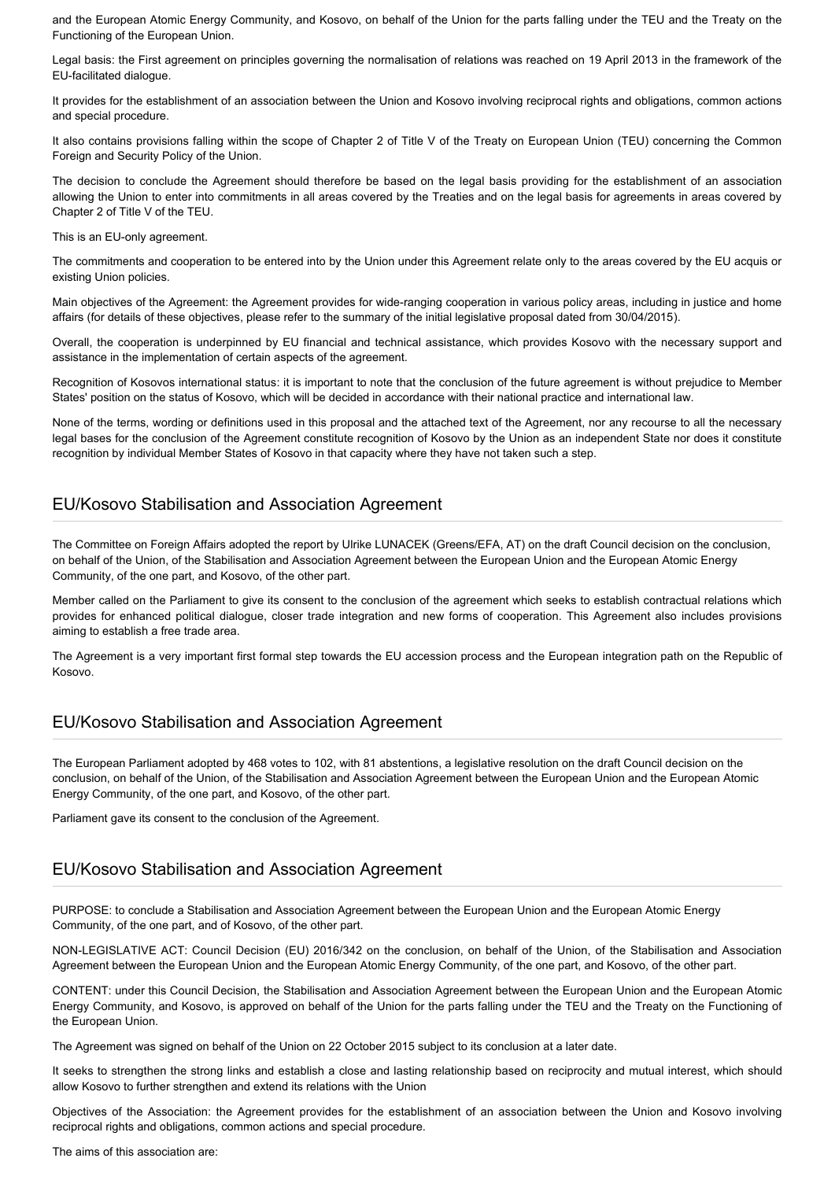and the European Atomic Energy Community, and Kosovo, on behalf of the Union for the parts falling under the TEU and the Treaty on the Functioning of the European Union.

Legal basis: the First agreement on principles governing the normalisation of relations was reached on 19 April 2013 in the framework of the EU-facilitated dialogue.

It provides for the establishment of an association between the Union and Kosovo involving reciprocal rights and obligations, common actions and special procedure.

It also contains provisions falling within the scope of Chapter 2 of Title V of the Treaty on European Union (TEU) concerning the Common Foreign and Security Policy of the Union.

The decision to conclude the Agreement should therefore be based on the legal basis providing for the establishment of an association allowing the Union to enter into commitments in all areas covered by the Treaties and on the legal basis for agreements in areas covered by Chapter 2 of Title V of the TEU.

This is an EU-only agreement.

The commitments and cooperation to be entered into by the Union under this Agreement relate only to the areas covered by the EU acquis or existing Union policies.

Main objectives of the Agreement: the Agreement provides for wide-ranging cooperation in various policy areas, including in justice and home affairs (for details of these objectives, please refer to the summary of the initial legislative proposal dated from 30/04/2015).

Overall, the cooperation is underpinned by EU financial and technical assistance, which provides Kosovo with the necessary support and assistance in the implementation of certain aspects of the agreement.

Recognition of Kosovos international status: it is important to note that the conclusion of the future agreement is without prejudice to Member States' position on the status of Kosovo, which will be decided in accordance with their national practice and international law.

None of the terms, wording or definitions used in this proposal and the attached text of the Agreement, nor any recourse to all the necessary legal bases for the conclusion of the Agreement constitute recognition of Kosovo by the Union as an independent State nor does it constitute recognition by individual Member States of Kosovo in that capacity where they have not taken such a step.

## EU/Kosovo Stabilisation and Association Agreement

The Committee on Foreign Affairs adopted the report by Ulrike LUNACEK (Greens/EFA, AT) on the draft Council decision on the conclusion, on behalf of the Union, of the Stabilisation and Association Agreement between the European Union and the European Atomic Energy Community, of the one part, and Kosovo, of the other part.

Member called on the Parliament to give its consent to the conclusion of the agreement which seeks to establish contractual relations which provides for enhanced political dialogue, closer trade integration and new forms of cooperation. This Agreement also includes provisions aiming to establish a free trade area.

The Agreement is a very important first formal step towards the EU accession process and the European integration path on the Republic of Kosovo.

## EU/Kosovo Stabilisation and Association Agreement

The European Parliament adopted by 468 votes to 102, with 81 abstentions, a legislative resolution on the draft Council decision on the conclusion, on behalf of the Union, of the Stabilisation and Association Agreement between the European Union and the European Atomic Energy Community, of the one part, and Kosovo, of the other part.

Parliament gave its consent to the conclusion of the Agreement.

## EU/Kosovo Stabilisation and Association Agreement

PURPOSE: to conclude a Stabilisation and Association Agreement between the European Union and the European Atomic Energy Community, of the one part, and of Kosovo, of the other part.

NON-LEGISLATIVE ACT: Council Decision (EU) 2016/342 on the conclusion, on behalf of the Union, of the Stabilisation and Association Agreement between the European Union and the European Atomic Energy Community, of the one part, and Kosovo, of the other part.

CONTENT: under this Council Decision, the Stabilisation and Association Agreement between the European Union and the European Atomic Energy Community, and Kosovo, is approved on behalf of the Union for the parts falling under the TEU and the Treaty on the Functioning of the European Union.

The Agreement was signed on behalf of the Union on 22 October 2015 subject to its conclusion at a later date.

It seeks to strengthen the strong links and establish a close and lasting relationship based on reciprocity and mutual interest, which should allow Kosovo to further strengthen and extend its relations with the Union

Objectives of the Association: the Agreement provides for the establishment of an association between the Union and Kosovo involving reciprocal rights and obligations, common actions and special procedure.

The aims of this association are: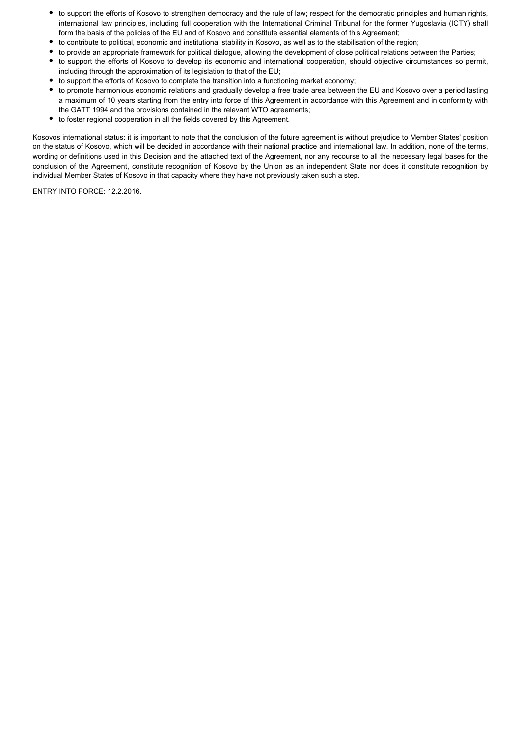- to support the efforts of Kosovo to strengthen democracy and the rule of law; respect for the democratic principles and human rights, international law principles, including full cooperation with the International Criminal Tribunal for the former Yugoslavia (ICTY) shall form the basis of the policies of the EU and of Kosovo and constitute essential elements of this Agreement;
- to contribute to political, economic and institutional stability in Kosovo, as well as to the stabilisation of the region;
- to provide an appropriate framework for political dialogue, allowing the development of close political relations between the Parties;
- to support the efforts of Kosovo to develop its economic and international cooperation, should objective circumstances so permit, including through the approximation of its legislation to that of the EU;
- to support the efforts of Kosovo to complete the transition into a functioning market economy;
- to promote harmonious economic relations and gradually develop a free trade area between the EU and Kosovo over a period lasting a maximum of 10 years starting from the entry into force of this Agreement in accordance with this Agreement and in conformity with the GATT 1994 and the provisions contained in the relevant WTO agreements;
- to foster regional cooperation in all the fields covered by this Agreement.

Kosovos international status: it is important to note that the conclusion of the future agreement is without prejudice to Member States' position on the status of Kosovo, which will be decided in accordance with their national practice and international law. In addition, none of the terms, wording or definitions used in this Decision and the attached text of the Agreement, nor any recourse to all the necessary legal bases for the conclusion of the Agreement, constitute recognition of Kosovo by the Union as an independent State nor does it constitute recognition by individual Member States of Kosovo in that capacity where they have not previously taken such a step.

ENTRY INTO FORCE: 12.2.2016.